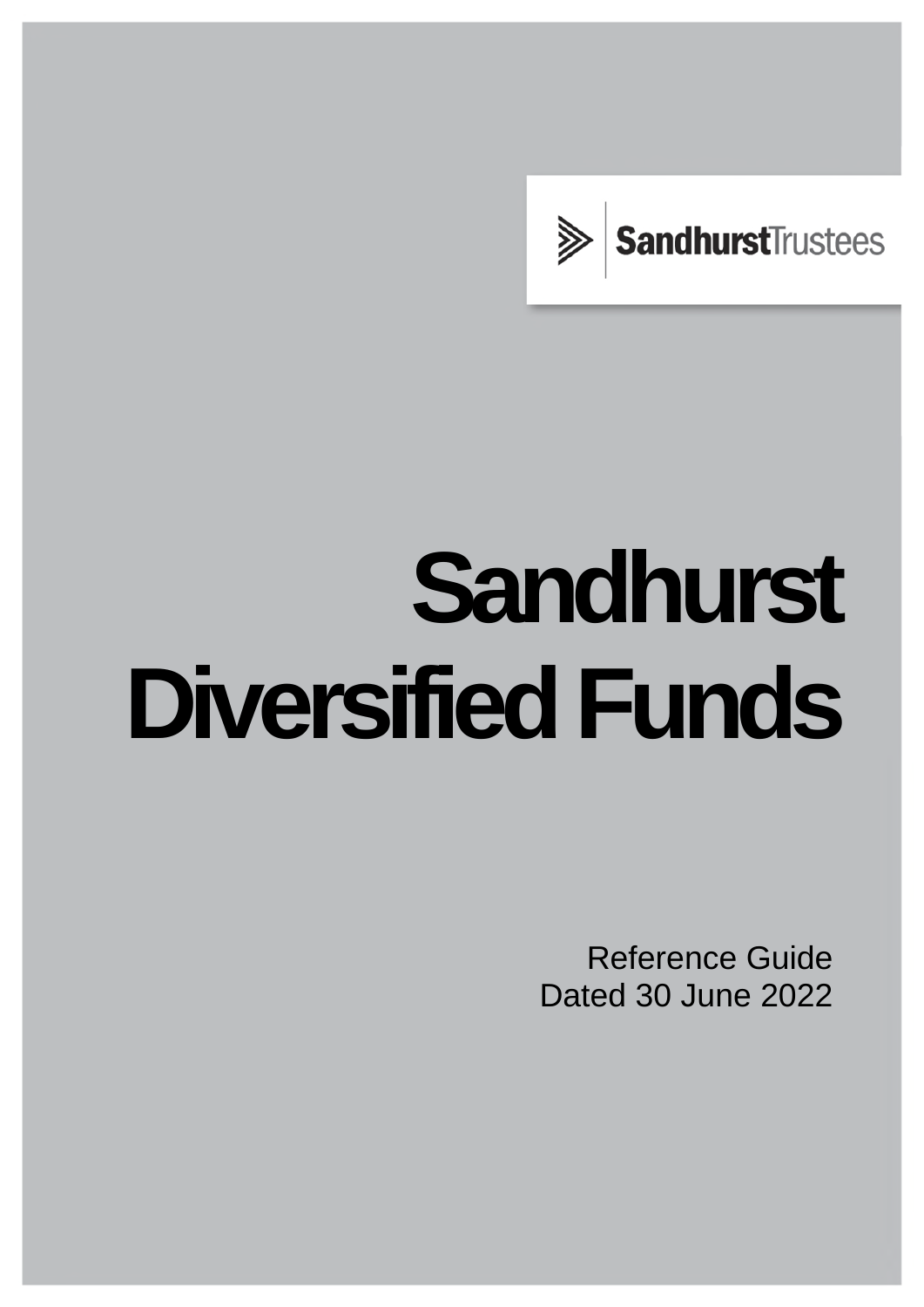SandhurstTrustees

# Sandhurst Diversified Funds

Reference Guide
Dated 30 June 2022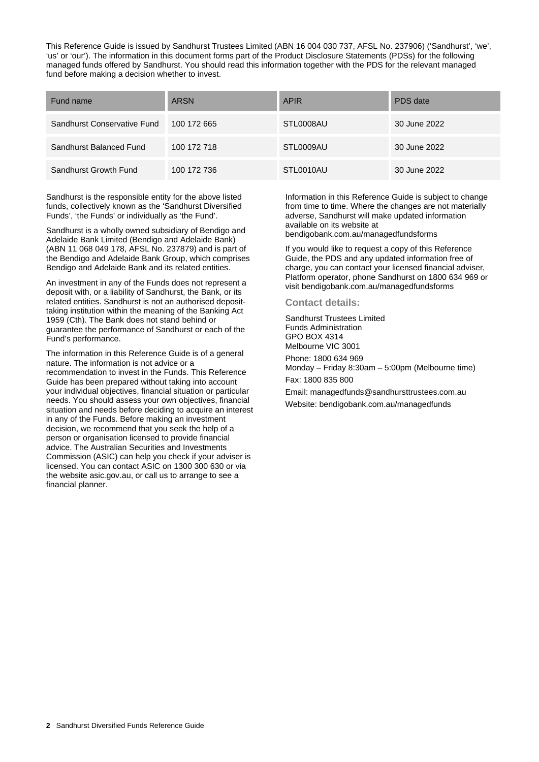This Reference Guide is issued by Sandhurst Trustees Limited (ABN 16 004 030 737, AFSL No. 237906) ('Sandhurst', 'we', 'us' or 'our'). The information in this document forms part of the Product Disclosure Statements (PDSs) for the following managed funds offered by Sandhurst. You should read this information together with the PDS for the relevant managed fund before making a decision whether to invest.

| Fund name | ARSN | APIR | PDS date |
| --- | --- | --- | --- |
| Sandhurst Conservative Fund | 100 172 665 | STL0008AU | 30 June 2022 |
| Sandhurst Balanced Fund | 100 172 718 | STL0009AU | 30 June 2022 |
| Sandhurst Growth Fund | 100 172 736 | STL0010AU | 30 June 2022 |

Sandhurst is the responsible entity for the above listed funds, collectively known as the 'Sandhurst Diversified Funds', 'the Funds' or individually as 'the Fund'.

Sandhurst is a wholly owned subsidiary of Bendigo and Adelaide Bank Limited (Bendigo and Adelaide Bank) (ABN 11 068 049 178, AFSL No. 237879) and is part of the Bendigo and Adelaide Bank Group, which comprises Bendigo and Adelaide Bank and its related entities.

An investment in any of the Funds does not represent a deposit with, or a liability of Sandhurst, the Bank, or its related entities. Sandhurst is not an authorised deposit-taking institution within the meaning of the Banking Act 1959 (Cth). The Bank does not stand behind or guarantee the performance of Sandhurst or each of the Fund's performance.

The information in this Reference Guide is of a general nature. The information is not advice or a recommendation to invest in the Funds. This Reference Guide has been prepared without taking into account your individual objectives, financial situation or particular needs. You should assess your own objectives, financial situation and needs before deciding to acquire an interest in any of the Funds. Before making an investment decision, we recommend that you seek the help of a person or organisation licensed to provide financial advice. The Australian Securities and Investments Commission (ASIC) can help you check if your adviser is licensed. You can contact ASIC on 1300 300 630 or via the website asic.gov.au, or call us to arrange to see a financial planner.

Information in this Reference Guide is subject to change from time to time. Where the changes are not materially adverse, Sandhurst will make updated information available on its website at bendigobank.com.au/managedfundsforms

If you would like to request a copy of this Reference Guide, the PDS and any updated information free of charge, you can contact your licensed financial adviser, Platform operator, phone Sandhurst on 1800 634 969 or visit bendigobank.com.au/managedfundsforms

### Contact details:

Sandhurst Trustees Limited
Funds Administration
GPO BOX 4314
Melbourne VIC 3001

Phone: 1800 634 969
Monday – Friday 8:30am – 5:00pm (Melbourne time)

Fax: 1800 835 800

Email: managedfunds@sandhursttrustees.com.au

Website: bendigobank.com.au/managedfunds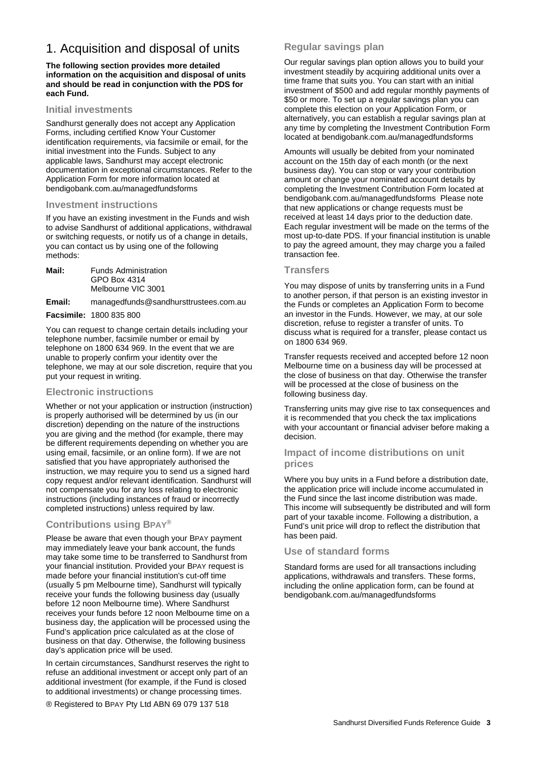# 1. Acquisition and disposal of units

**The following section provides more detailed information on the acquisition and disposal of units and should be read in conjunction with the PDS for each Fund.**

## Initial investments

Sandhurst generally does not accept any Application Forms, including certified Know Your Customer identification requirements, via facsimile or email, for the initial investment into the Funds. Subject to any applicable laws, Sandhurst may accept electronic documentation in exceptional circumstances. Refer to the Application Form for more information located at bendigobank.com.au/managedfundsforms

## Investment instructions

If you have an existing investment in the Funds and wish to advise Sandhurst of additional applications, withdrawal or switching requests, or notify us of a change in details, you can contact us by using one of the following methods:

**Mail:** Funds Administration
GPO Box 4314
Melbourne VIC 3001

**Email:** managedfunds@sandhursttrustees.com.au

**Facsimile:** 1800 835 800

You can request to change certain details including your telephone number, facsimile number or email by telephone on 1800 634 969. In the event that we are unable to properly confirm your identity over the telephone, we may at our sole discretion, require that you put your request in writing.

## Electronic instructions

Whether or not your application or instruction (instruction) is properly authorised will be determined by us (in our discretion) depending on the nature of the instructions you are giving and the method (for example, there may be different requirements depending on whether you are using email, facsimile, or an online form). If we are not satisfied that you have appropriately authorised the instruction, we may require you to send us a signed hard copy request and/or relevant identification. Sandhurst will not compensate you for any loss relating to electronic instructions (including instances of fraud or incorrectly completed instructions) unless required by law.

## Contributions using BPAY®

Please be aware that even though your BPAY payment may immediately leave your bank account, the funds may take some time to be transferred to Sandhurst from your financial institution. Provided your BPAY request is made before your financial institution's cut-off time (usually 5 pm Melbourne time), Sandhurst will typically receive your funds the following business day (usually before 12 noon Melbourne time). Where Sandhurst receives your funds before 12 noon Melbourne time on a business day, the application will be processed using the Fund's application price calculated as at the close of business on that day. Otherwise, the following business day's application price will be used.

In certain circumstances, Sandhurst reserves the right to refuse an additional investment or accept only part of an additional investment (for example, if the Fund is closed to additional investments) or change processing times.

® Registered to BPAY Pty Ltd ABN 69 079 137 518

## Regular savings plan

Our regular savings plan option allows you to build your investment steadily by acquiring additional units over a time frame that suits you. You can start with an initial investment of $500 and add regular monthly payments of $50 or more. To set up a regular savings plan you can complete this election on your Application Form, or alternatively, you can establish a regular savings plan at any time by completing the Investment Contribution Form located at bendigobank.com.au/managedfundsforms

Amounts will usually be debited from your nominated account on the 15th day of each month (or the next business day). You can stop or vary your contribution amount or change your nominated account details by completing the Investment Contribution Form located at bendigobank.com.au/managedfundsforms Please note that new applications or change requests must be received at least 14 days prior to the deduction date. Each regular investment will be made on the terms of the most up-to-date PDS. If your financial institution is unable to pay the agreed amount, they may charge you a failed transaction fee.

## Transfers

You may dispose of units by transferring units in a Fund to another person, if that person is an existing investor in the Funds or completes an Application Form to become an investor in the Funds. However, we may, at our sole discretion, refuse to register a transfer of units. To discuss what is required for a transfer, please contact us on 1800 634 969.

Transfer requests received and accepted before 12 noon Melbourne time on a business day will be processed at the close of business on that day. Otherwise the transfer will be processed at the close of business on the following business day.

Transferring units may give rise to tax consequences and it is recommended that you check the tax implications with your accountant or financial adviser before making a decision.

## Impact of income distributions on unit prices

Where you buy units in a Fund before a distribution date, the application price will include income accumulated in the Fund since the last income distribution was made. This income will subsequently be distributed and will form part of your taxable income. Following a distribution, a Fund's unit price will drop to reflect the distribution that has been paid.

## Use of standard forms

Standard forms are used for all transactions including applications, withdrawals and transfers. These forms, including the online application form, can be found at bendigobank.com.au/managedfundsforms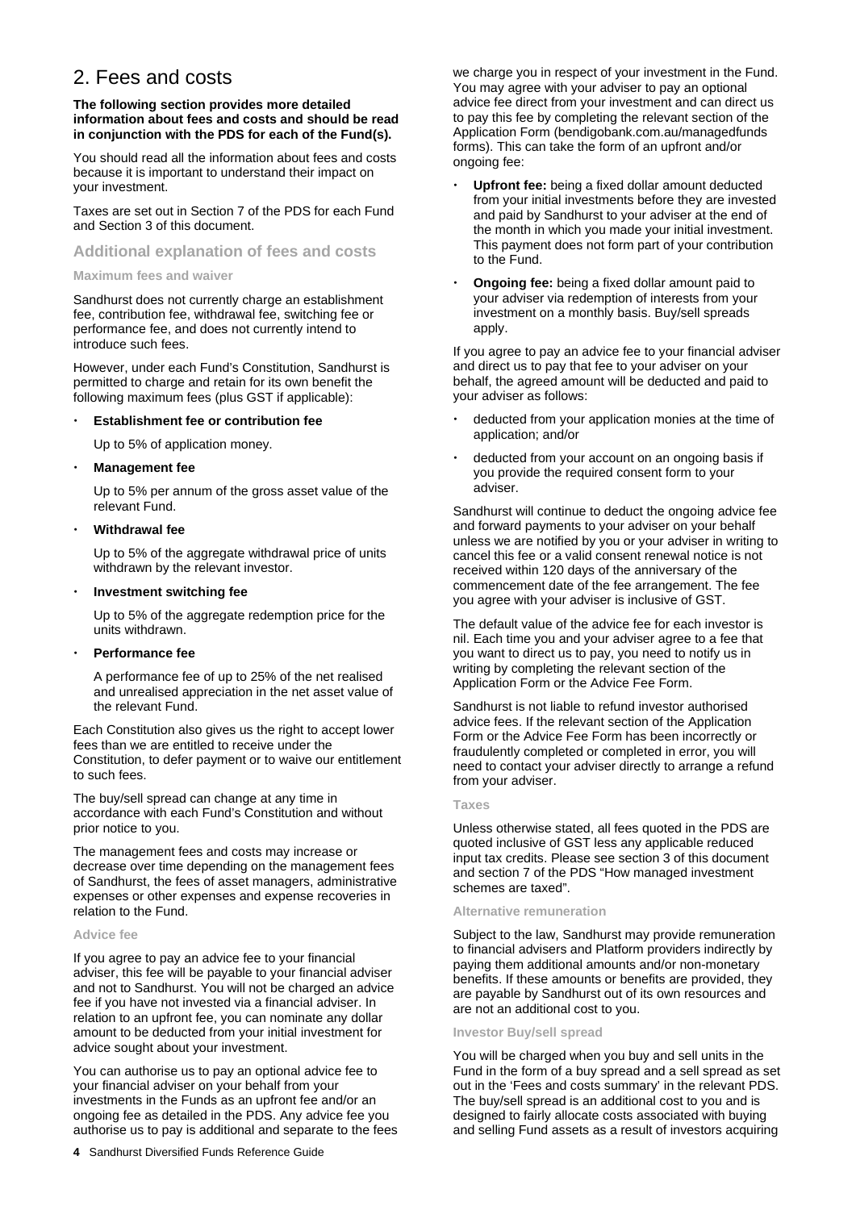## 2. Fees and costs

**The following section provides more detailed information about fees and costs and should be read in conjunction with the PDS for each of the Fund(s).**

You should read all the information about fees and costs because it is important to understand their impact on your investment.

Taxes are set out in Section 7 of the PDS for each Fund and Section 3 of this document.

### Additional explanation of fees and costs

#### Maximum fees and waiver

Sandhurst does not currently charge an establishment fee, contribution fee, withdrawal fee, switching fee or performance fee, and does not currently intend to introduce such fees.

However, under each Fund's Constitution, Sandhurst is permitted to charge and retain for its own benefit the following maximum fees (plus GST if applicable):

- **Establishment fee or contribution fee**

  Up to 5% of application money.

- **Management fee**

  Up to 5% per annum of the gross asset value of the relevant Fund.

- **Withdrawal fee**

  Up to 5% of the aggregate withdrawal price of units withdrawn by the relevant investor.

- **Investment switching fee**

  Up to 5% of the aggregate redemption price for the units withdrawn.

- **Performance fee**

  A performance fee of up to 25% of the net realised and unrealised appreciation in the net asset value of the relevant Fund.

Each Constitution also gives us the right to accept lower fees than we are entitled to receive under the Constitution, to defer payment or to waive our entitlement to such fees.

The buy/sell spread can change at any time in accordance with each Fund's Constitution and without prior notice to you.

The management fees and costs may increase or decrease over time depending on the management fees of Sandhurst, the fees of asset managers, administrative expenses or other expenses and expense recoveries in relation to the Fund.

#### Advice fee

If you agree to pay an advice fee to your financial adviser, this fee will be payable to your financial adviser and not to Sandhurst. You will not be charged an advice fee if you have not invested via a financial adviser. In relation to an upfront fee, you can nominate any dollar amount to be deducted from your initial investment for advice sought about your investment.

You can authorise us to pay an optional advice fee to your financial adviser on your behalf from your investments in the Funds as an upfront fee and/or an ongoing fee as detailed in the PDS. Any advice fee you authorise us to pay is additional and separate to the fees we charge you in respect of your investment in the Fund. You may agree with your adviser to pay an optional advice fee direct from your investment and can direct us to pay this fee by completing the relevant section of the Application Form (bendigobank.com.au/managedfunds forms). This can take the form of an upfront and/or ongoing fee:

- **Upfront fee:** being a fixed dollar amount deducted from your initial investments before they are invested and paid by Sandhurst to your adviser at the end of the month in which you made your initial investment. This payment does not form part of your contribution to the Fund.
- **Ongoing fee:** being a fixed dollar amount paid to your adviser via redemption of interests from your investment on a monthly basis. Buy/sell spreads apply.

If you agree to pay an advice fee to your financial adviser and direct us to pay that fee to your adviser on your behalf, the agreed amount will be deducted and paid to your adviser as follows:

- deducted from your application monies at the time of application; and/or
- deducted from your account on an ongoing basis if you provide the required consent form to your adviser.

Sandhurst will continue to deduct the ongoing advice fee and forward payments to your adviser on your behalf unless we are notified by you or your adviser in writing to cancel this fee or a valid consent renewal notice is not received within 120 days of the anniversary of the commencement date of the fee arrangement. The fee you agree with your adviser is inclusive of GST.

The default value of the advice fee for each investor is nil. Each time you and your adviser agree to a fee that you want to direct us to pay, you need to notify us in writing by completing the relevant section of the Application Form or the Advice Fee Form.

Sandhurst is not liable to refund investor authorised advice fees. If the relevant section of the Application Form or the Advice Fee Form has been incorrectly or fraudulently completed or completed in error, you will need to contact your adviser directly to arrange a refund from your adviser.

#### Taxes

Unless otherwise stated, all fees quoted in the PDS are quoted inclusive of GST less any applicable reduced input tax credits. Please see section 3 of this document and section 7 of the PDS "How managed investment schemes are taxed".

#### Alternative remuneration

Subject to the law, Sandhurst may provide remuneration to financial advisers and Platform providers indirectly by paying them additional amounts and/or non-monetary benefits. If these amounts or benefits are provided, they are payable by Sandhurst out of its own resources and are not an additional cost to you.

#### Investor Buy/sell spread

You will be charged when you buy and sell units in the Fund in the form of a buy spread and a sell spread as set out in the 'Fees and costs summary' in the relevant PDS. The buy/sell spread is an additional cost to you and is designed to fairly allocate costs associated with buying and selling Fund assets as a result of investors acquiring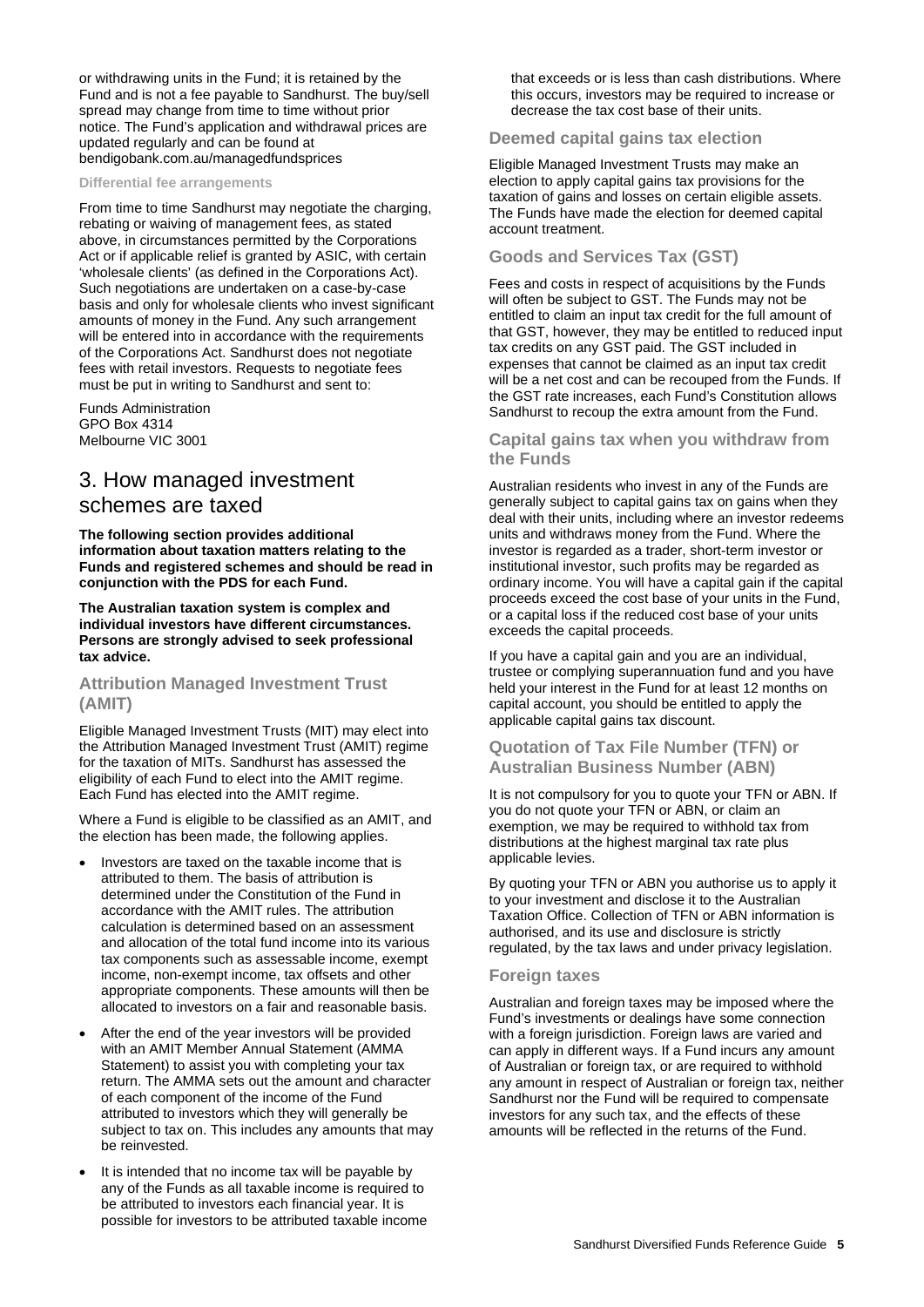or withdrawing units in the Fund; it is retained by the Fund and is not a fee payable to Sandhurst. The buy/sell spread may change from time to time without prior notice. The Fund's application and withdrawal prices are updated regularly and can be found at bendigobank.com.au/managedfundsprices

#### Differential fee arrangements

From time to time Sandhurst may negotiate the charging, rebating or waiving of management fees, as stated above, in circumstances permitted by the Corporations Act or if applicable relief is granted by ASIC, with certain 'wholesale clients' (as defined in the Corporations Act). Such negotiations are undertaken on a case-by-case basis and only for wholesale clients who invest significant amounts of money in the Fund. Any such arrangement will be entered into in accordance with the requirements of the Corporations Act. Sandhurst does not negotiate fees with retail investors. Requests to negotiate fees must be put in writing to Sandhurst and sent to:

Funds Administration
GPO Box 4314
Melbourne VIC 3001

## 3. How managed investment schemes are taxed

**The following section provides additional information about taxation matters relating to the Funds and registered schemes and should be read in conjunction with the PDS for each Fund.**

**The Australian taxation system is complex and individual investors have different circumstances. Persons are strongly advised to seek professional tax advice.**

### Attribution Managed Investment Trust (AMIT)

Eligible Managed Investment Trusts (MIT) may elect into the Attribution Managed Investment Trust (AMIT) regime for the taxation of MITs. Sandhurst has assessed the eligibility of each Fund to elect into the AMIT regime. Each Fund has elected into the AMIT regime.

Where a Fund is eligible to be classified as an AMIT, and the election has been made, the following applies.

- Investors are taxed on the taxable income that is attributed to them. The basis of attribution is determined under the Constitution of the Fund in accordance with the AMIT rules. The attribution calculation is determined based on an assessment and allocation of the total fund income into its various tax components such as assessable income, exempt income, non-exempt income, tax offsets and other appropriate components. These amounts will then be allocated to investors on a fair and reasonable basis.
- After the end of the year investors will be provided with an AMIT Member Annual Statement (AMMA Statement) to assist you with completing your tax return. The AMMA sets out the amount and character of each component of the income of the Fund attributed to investors which they will generally be subject to tax on. This includes any amounts that may be reinvested.
- It is intended that no income tax will be payable by any of the Funds as all taxable income is required to be attributed to investors each financial year. It is possible for investors to be attributed taxable income that exceeds or is less than cash distributions. Where this occurs, investors may be required to increase or decrease the tax cost base of their units.

### Deemed capital gains tax election

Eligible Managed Investment Trusts may make an election to apply capital gains tax provisions for the taxation of gains and losses on certain eligible assets. The Funds have made the election for deemed capital account treatment.

### Goods and Services Tax (GST)

Fees and costs in respect of acquisitions by the Funds will often be subject to GST. The Funds may not be entitled to claim an input tax credit for the full amount of that GST, however, they may be entitled to reduced input tax credits on any GST paid. The GST included in expenses that cannot be claimed as an input tax credit will be a net cost and can be recouped from the Funds. If the GST rate increases, each Fund's Constitution allows Sandhurst to recoup the extra amount from the Fund.

### Capital gains tax when you withdraw from the Funds

Australian residents who invest in any of the Funds are generally subject to capital gains tax on gains when they deal with their units, including where an investor redeems units and withdraws money from the Fund. Where the investor is regarded as a trader, short-term investor or institutional investor, such profits may be regarded as ordinary income. You will have a capital gain if the capital proceeds exceed the cost base of your units in the Fund, or a capital loss if the reduced cost base of your units exceeds the capital proceeds.

If you have a capital gain and you are an individual, trustee or complying superannuation fund and you have held your interest in the Fund for at least 12 months on capital account, you should be entitled to apply the applicable capital gains tax discount.

### Quotation of Tax File Number (TFN) or Australian Business Number (ABN)

It is not compulsory for you to quote your TFN or ABN. If you do not quote your TFN or ABN, or claim an exemption, we may be required to withhold tax from distributions at the highest marginal tax rate plus applicable levies.

By quoting your TFN or ABN you authorise us to apply it to your investment and disclose it to the Australian Taxation Office. Collection of TFN or ABN information is authorised, and its use and disclosure is strictly regulated, by the tax laws and under privacy legislation.

### Foreign taxes

Australian and foreign taxes may be imposed where the Fund's investments or dealings have some connection with a foreign jurisdiction. Foreign laws are varied and can apply in different ways. If a Fund incurs any amount of Australian or foreign tax, or are required to withhold any amount in respect of Australian or foreign tax, neither Sandhurst nor the Fund will be required to compensate investors for any such tax, and the effects of these amounts will be reflected in the returns of the Fund.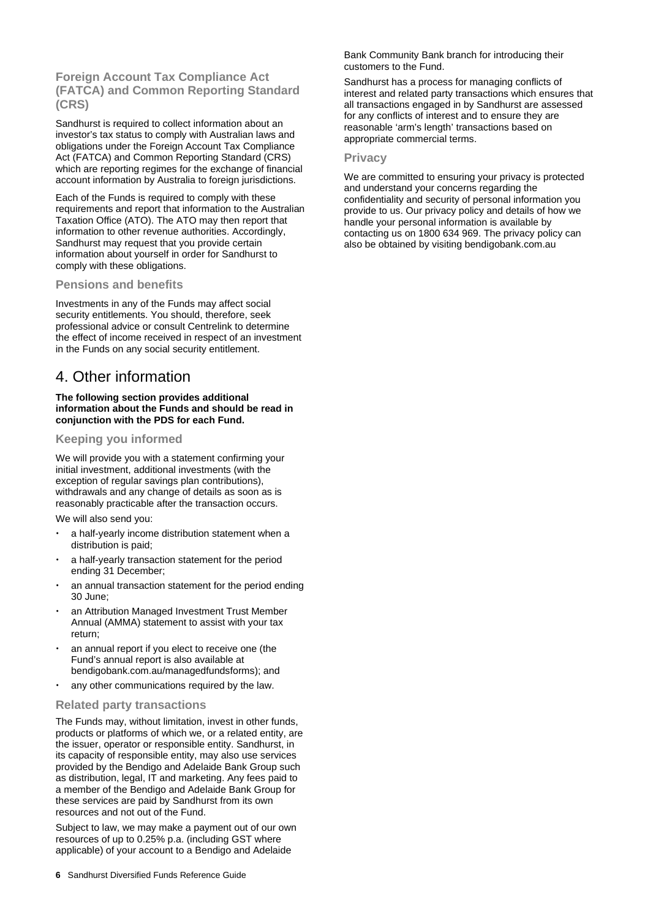### Foreign Account Tax Compliance Act (FATCA) and Common Reporting Standard (CRS)

Sandhurst is required to collect information about an investor's tax status to comply with Australian laws and obligations under the Foreign Account Tax Compliance Act (FATCA) and Common Reporting Standard (CRS) which are reporting regimes for the exchange of financial account information by Australia to foreign jurisdictions.

Each of the Funds is required to comply with these requirements and report that information to the Australian Taxation Office (ATO). The ATO may then report that information to other revenue authorities. Accordingly, Sandhurst may request that you provide certain information about yourself in order for Sandhurst to comply with these obligations.

### Pensions and benefits

Investments in any of the Funds may affect social security entitlements. You should, therefore, seek professional advice or consult Centrelink to determine the effect of income received in respect of an investment in the Funds on any social security entitlement.

# 4. Other information

**The following section provides additional information about the Funds and should be read in conjunction with the PDS for each Fund.**

### Keeping you informed

We will provide you with a statement confirming your initial investment, additional investments (with the exception of regular savings plan contributions), withdrawals and any change of details as soon as is reasonably practicable after the transaction occurs.

We will also send you:

- a half-yearly income distribution statement when a distribution is paid;
- a half-yearly transaction statement for the period ending 31 December;
- an annual transaction statement for the period ending 30 June;
- an Attribution Managed Investment Trust Member Annual (AMMA) statement to assist with your tax return;
- an annual report if you elect to receive one (the Fund's annual report is also available at bendigobank.com.au/managedfundsforms); and
- any other communications required by the law.

### Related party transactions

The Funds may, without limitation, invest in other funds, products or platforms of which we, or a related entity, are the issuer, operator or responsible entity. Sandhurst, in its capacity of responsible entity, may also use services provided by the Bendigo and Adelaide Bank Group such as distribution, legal, IT and marketing. Any fees paid to a member of the Bendigo and Adelaide Bank Group for these services are paid by Sandhurst from its own resources and not out of the Fund.

Subject to law, we may make a payment out of our own resources of up to 0.25% p.a. (including GST where applicable) of your account to a Bendigo and Adelaide Bank Community Bank branch for introducing their customers to the Fund.

Sandhurst has a process for managing conflicts of interest and related party transactions which ensures that all transactions engaged in by Sandhurst are assessed for any conflicts of interest and to ensure they are reasonable 'arm's length' transactions based on appropriate commercial terms.

### Privacy

We are committed to ensuring your privacy is protected and understand your concerns regarding the confidentiality and security of personal information you provide to us. Our privacy policy and details of how we handle your personal information is available by contacting us on 1800 634 969. The privacy policy can also be obtained by visiting bendigobank.com.au